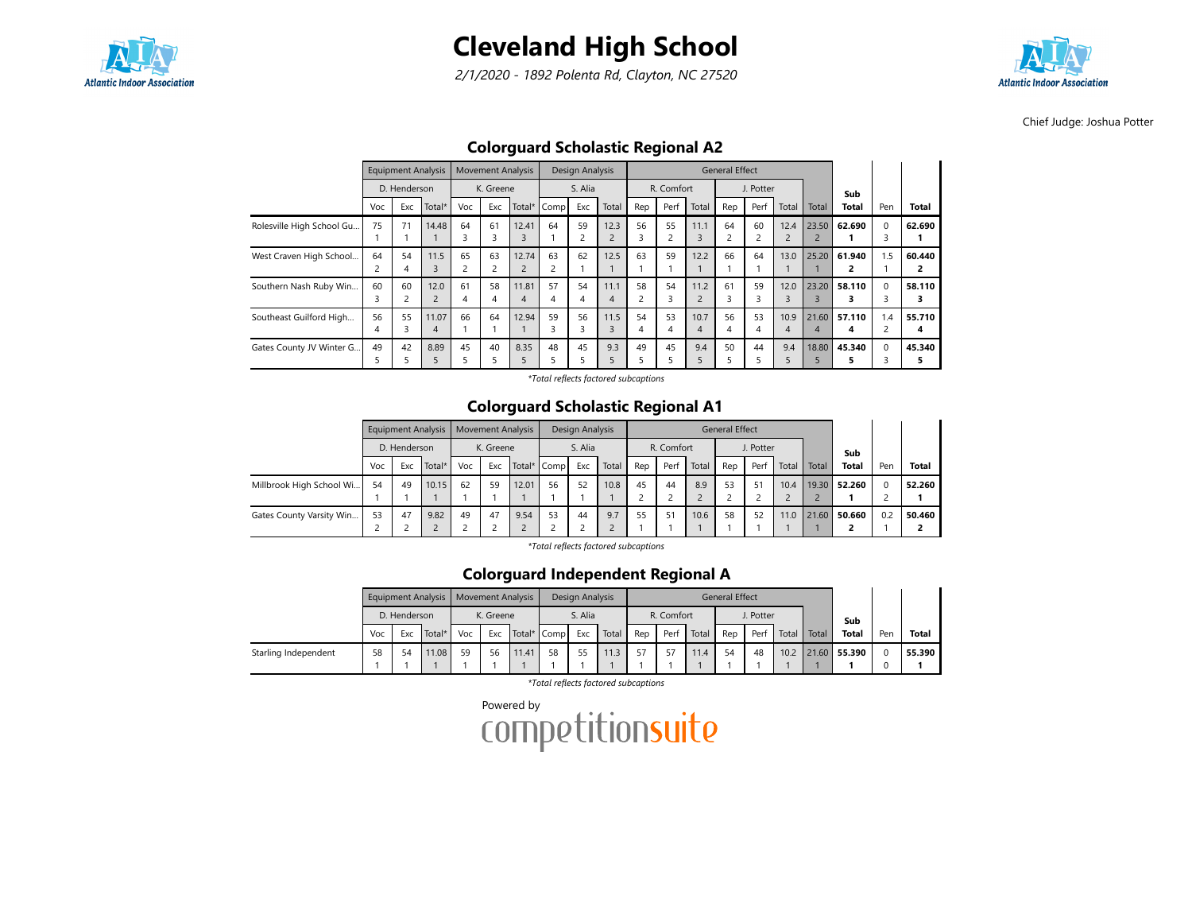# Cleveland High School

*2/1/2020 - 1892 Polenta Rd, Clayton, NC 27520*

Chief Judge: Joshua Potter

## Colorguard Scholastic Regional A2

| | Equipment Analysis | | | Movement Analysis | | | Design Analysis | | | General Effect | | | | | | | Sub Total | Pen | Total |
|---|---|---|---|---|---|---|---|---|---|---|---|---|---|---|---|---|---|---|---|
| | D. Henderson | | | K. Greene | | | S. Alia | | | R. Comfort | | | J. Potter | | | | | | |
| | Voc | Exc | Total* | Voc | Exc | Total* | Comp | Exc | Total | Rep | Perf | Total | Rep | Perf | Total | Total | | | |
| Rolesville High School Gu... | 75 1 | 71 1 | 14.48 1 | 64 3 | 61 3 | 12.41 3 | 64 1 | 59 2 | 12.3 2 | 56 3 | 55 2 | 11.1 3 | 64 2 | 60 2 | 12.4 2 | 23.50 2 | **62.690 1** | 0 3 | **62.690 1** |
| West Craven High School... | 64 2 | 54 4 | 11.5 3 | 65 2 | 63 2 | 12.74 2 | 63 2 | 62 1 | 12.5 1 | 63 1 | 59 1 | 12.2 1 | 66 1 | 64 1 | 13.0 1 | 25.20 1 | **61.940 2** | 1.5 1 | **60.440 2** |
| Southern Nash Ruby Win... | 60 3 | 60 2 | 12.0 2 | 61 4 | 58 4 | 11.81 4 | 57 4 | 54 4 | 11.1 4 | 58 2 | 54 3 | 11.2 2 | 61 3 | 59 3 | 12.0 3 | 23.20 3 | **58.110 3** | 0 3 | **58.110 3** |
| Southeast Guilford High... | 56 4 | 55 3 | 11.07 4 | 66 1 | 64 1 | 12.94 1 | 59 3 | 56 3 | 11.5 3 | 54 4 | 53 4 | 10.7 4 | 56 4 | 53 4 | 10.9 4 | 21.60 4 | **57.110 4** | 1.4 2 | **55.710 4** |
| Gates County JV Winter G... | 49 5 | 42 5 | 8.89 5 | 45 5 | 40 5 | 8.35 5 | 48 5 | 45 5 | 9.3 5 | 49 5 | 45 5 | 9.4 5 | 50 5 | 44 5 | 9.4 5 | 18.80 5 | **45.340 5** | 0 3 | **45.340 5** |

*\*Total reflects factored subcaptions*

## Colorguard Scholastic Regional A1

| | Equipment Analysis | | | Movement Analysis | | | Design Analysis | | | General Effect | | | | | | | Sub Total | Pen | Total |
|---|---|---|---|---|---|---|---|---|---|---|---|---|---|---|---|---|---|---|---|
| | D. Henderson | | | K. Greene | | | S. Alia | | | R. Comfort | | | J. Potter | | | | | | |
| | Voc | Exc | Total* | Voc | Exc | Total* | Comp | Exc | Total | Rep | Perf | Total | Rep | Perf | Total | Total | | | |
| Millbrook High School Wi... | 54 1 | 49 1 | 10.15 1 | 62 1 | 59 1 | 12.01 1 | 56 1 | 52 1 | 10.8 1 | 45 2 | 44 2 | 8.9 2 | 53 2 | 51 2 | 10.4 2 | 19.30 2 | **52.260 1** | 0 2 | **52.260 1** |
| Gates County Varsity Win... | 53 2 | 47 2 | 9.82 2 | 49 2 | 47 2 | 9.54 2 | 53 2 | 44 2 | 9.7 2 | 55 1 | 51 1 | 10.6 1 | 58 1 | 52 1 | 11.0 1 | 21.60 1 | **50.660 2** | 0.2 1 | **50.460 2** |

*\*Total reflects factored subcaptions*

## Colorguard Independent Regional A

| | Equipment Analysis | | | Movement Analysis | | | Design Analysis | | | General Effect | | | | | | | Sub Total | Pen | Total |
|---|---|---|---|---|---|---|---|---|---|---|---|---|---|---|---|---|---|---|---|
| | D. Henderson | | | K. Greene | | | S. Alia | | | R. Comfort | | | J. Potter | | | | | | |
| | Voc | Exc | Total* | Voc | Exc | Total* | Comp | Exc | Total | Rep | Perf | Total | Rep | Perf | Total | Total | | | |
| Starling Independent | 58 1 | 54 1 | 11.08 1 | 59 1 | 56 1 | 11.41 1 | 58 1 | 55 1 | 11.3 1 | 57 1 | 57 1 | 11.4 1 | 54 1 | 48 1 | 10.2 1 | 21.60 1 | **55.390 1** | 0 0 | **55.390 1** |

*\*Total reflects factored subcaptions*

Powered by competitionsuite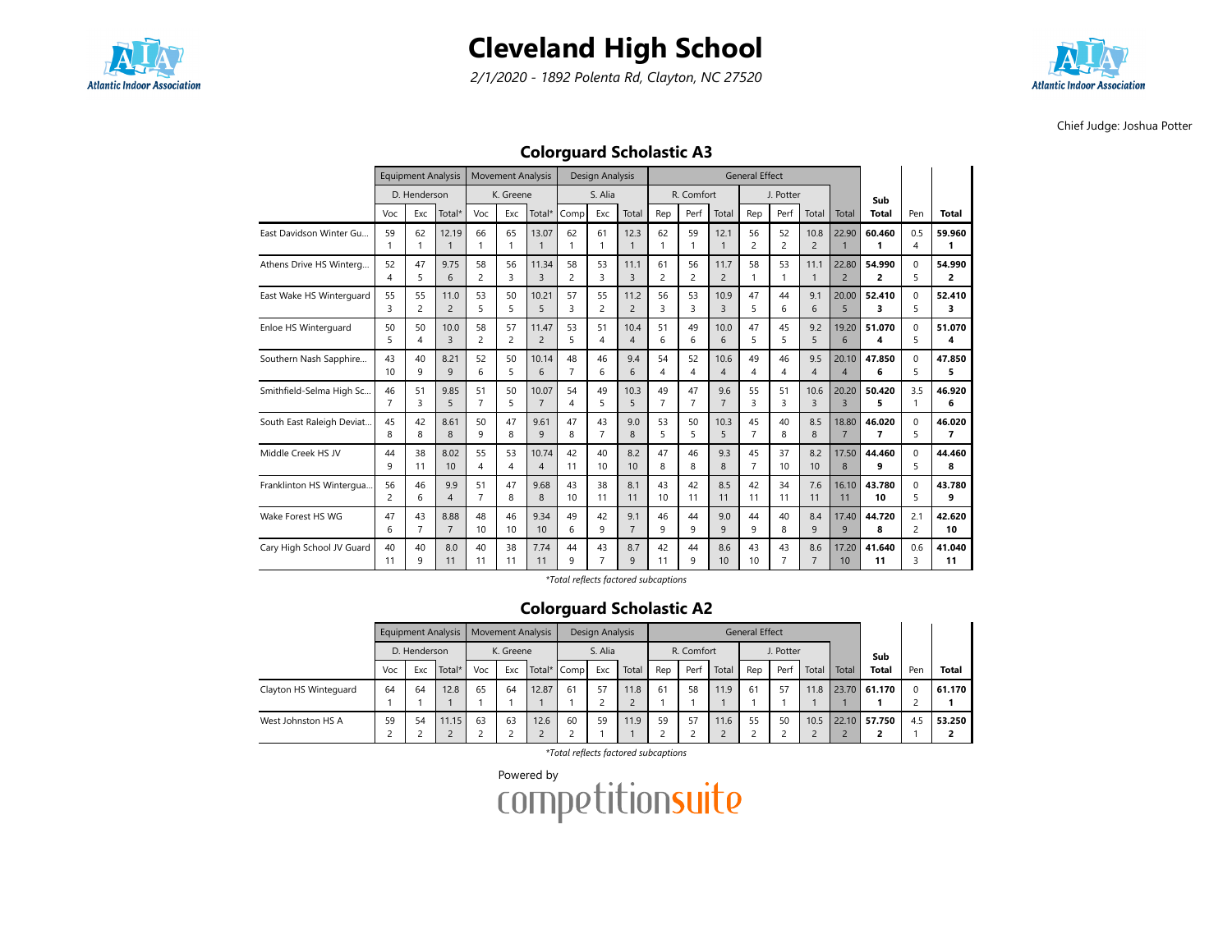# Cleveland High School

*2/1/2020 - 1892 Polenta Rd, Clayton, NC 27520*

Chief Judge: Joshua Potter

## Colorguard Scholastic A3

| | Equipment Analysis | | | Movement Analysis | | | Design Analysis | | | General Effect | | | | | | | | | |
|---|---|---|---|---|---|---|---|---|---|---|---|---|---|---|---|---|---|---|---|
| | D. Henderson | | | K. Greene | | | S. Alia | | | R. Comfort | | | J. Potter | | | | Sub | | |
| | Voc | Exc | Total* | Voc | Exc | Total* | Comp | Exc | Total | Rep | Perf | Total | Rep | Perf | Total | Total | Total | Pen | Total |
| East Davidson Winter Gu... | 59 1 | 62 1 | 12.19 1 | 66 1 | 65 1 | 13.07 1 | 62 1 | 61 1 | 12.3 1 | 62 1 | 59 1 | 12.1 1 | 56 2 | 52 2 | 10.8 2 | 22.90 1 | **60.460 1** | 0.5 4 | **59.960 1** |
| Athens Drive HS Winterg... | 52 4 | 47 5 | 9.75 6 | 58 2 | 56 3 | 11.34 3 | 58 2 | 53 3 | 11.1 3 | 61 2 | 56 2 | 11.7 2 | 58 1 | 53 1 | 11.1 1 | 22.80 2 | **54.990 2** | 0 5 | **54.990 2** |
| East Wake HS Winterguard | 55 3 | 55 2 | 11.0 2 | 53 5 | 50 5 | 10.21 5 | 57 3 | 55 2 | 11.2 2 | 56 3 | 53 3 | 10.9 3 | 47 5 | 44 6 | 9.1 6 | 20.00 5 | **52.410 3** | 0 5 | **52.410 3** |
| Enloe HS Winterguard | 50 5 | 50 4 | 10.0 3 | 58 2 | 57 2 | 11.47 2 | 53 5 | 51 4 | 10.4 4 | 51 6 | 49 6 | 10.0 6 | 47 5 | 45 5 | 9.2 5 | 19.20 6 | **51.070 4** | 0 5 | **51.070 4** |
| Southern Nash Sapphire... | 43 10 | 40 9 | 8.21 9 | 52 6 | 50 5 | 10.14 6 | 48 7 | 46 6 | 9.4 6 | 54 4 | 52 4 | 10.6 4 | 49 4 | 46 4 | 9.5 4 | 20.10 4 | **47.850 6** | 0 5 | **47.850 5** |
| Smithfield-Selma High Sc... | 46 7 | 51 3 | 9.85 5 | 51 7 | 50 5 | 10.07 7 | 54 4 | 49 5 | 10.3 5 | 49 7 | 47 7 | 9.6 7 | 55 3 | 51 3 | 10.6 3 | 20.20 3 | **50.420 5** | 3.5 1 | **46.920 6** |
| South East Raleigh Deviat... | 45 8 | 42 8 | 8.61 8 | 50 9 | 47 8 | 9.61 9 | 47 8 | 43 7 | 9.0 8 | 53 5 | 50 5 | 10.3 5 | 45 7 | 40 8 | 8.5 8 | 18.80 7 | **46.020 7** | 0 5 | **46.020 7** |
| Middle Creek HS JV | 44 9 | 38 11 | 8.02 10 | 55 4 | 53 4 | 10.74 4 | 42 11 | 40 10 | 8.2 10 | 47 8 | 46 8 | 9.3 8 | 45 7 | 37 10 | 8.2 10 | 17.50 8 | **44.460 9** | 0 5 | **44.460 8** |
| Franklinton HS Wintergua... | 56 2 | 46 6 | 9.9 4 | 51 7 | 47 8 | 9.68 8 | 43 10 | 38 11 | 8.1 11 | 43 10 | 42 11 | 8.5 11 | 42 11 | 34 11 | 7.6 11 | 16.10 11 | **43.780 10** | 0 5 | **43.780 9** |
| Wake Forest HS WG | 47 6 | 43 7 | 8.88 7 | 48 10 | 46 10 | 9.34 10 | 49 6 | 42 9 | 9.1 7 | 46 9 | 44 9 | 9.0 9 | 44 9 | 40 8 | 8.4 9 | 17.40 9 | **44.720 8** | 2.1 2 | **42.620 10** |
| Cary High School JV Guard | 40 11 | 40 9 | 8.0 11 | 40 11 | 38 11 | 7.74 11 | 44 9 | 43 7 | 8.7 9 | 42 11 | 44 9 | 8.6 10 | 43 10 | 43 7 | 8.6 7 | 17.20 10 | **41.640 11** | 0.6 3 | **41.040 11** |

*Total reflects factored subcaptions*

## Colorguard Scholastic A2

| | Equipment Analysis | | | Movement Analysis | | | Design Analysis | | | General Effect | | | | | | | | | |
|---|---|---|---|---|---|---|---|---|---|---|---|---|---|---|---|---|---|---|---|
| | D. Henderson | | | K. Greene | | | S. Alia | | | R. Comfort | | | J. Potter | | | | Sub | | |
| | Voc | Exc | Total* | Voc | Exc | Total* | Comp | Exc | Total | Rep | Perf | Total | Rep | Perf | Total | Total | Total | Pen | Total |
| Clayton HS Winteguard | 64 1 | 64 1 | 12.8 1 | 65 1 | 64 1 | 12.87 1 | 61 1 | 57 2 | 11.8 2 | 61 1 | 58 1 | 11.9 1 | 61 1 | 57 1 | 11.8 1 | 23.70 1 | **61.170 1** | 0 2 | **61.170 1** |
| West Johnston HS A | 59 2 | 54 2 | 11.15 2 | 63 2 | 63 2 | 12.6 2 | 60 2 | 59 1 | 11.9 1 | 59 2 | 57 2 | 11.6 2 | 55 2 | 50 2 | 10.5 2 | 22.10 2 | **57.750 2** | 4.5 1 | **53.250 2** |

*Total reflects factored subcaptions*

Powered by competitionsuite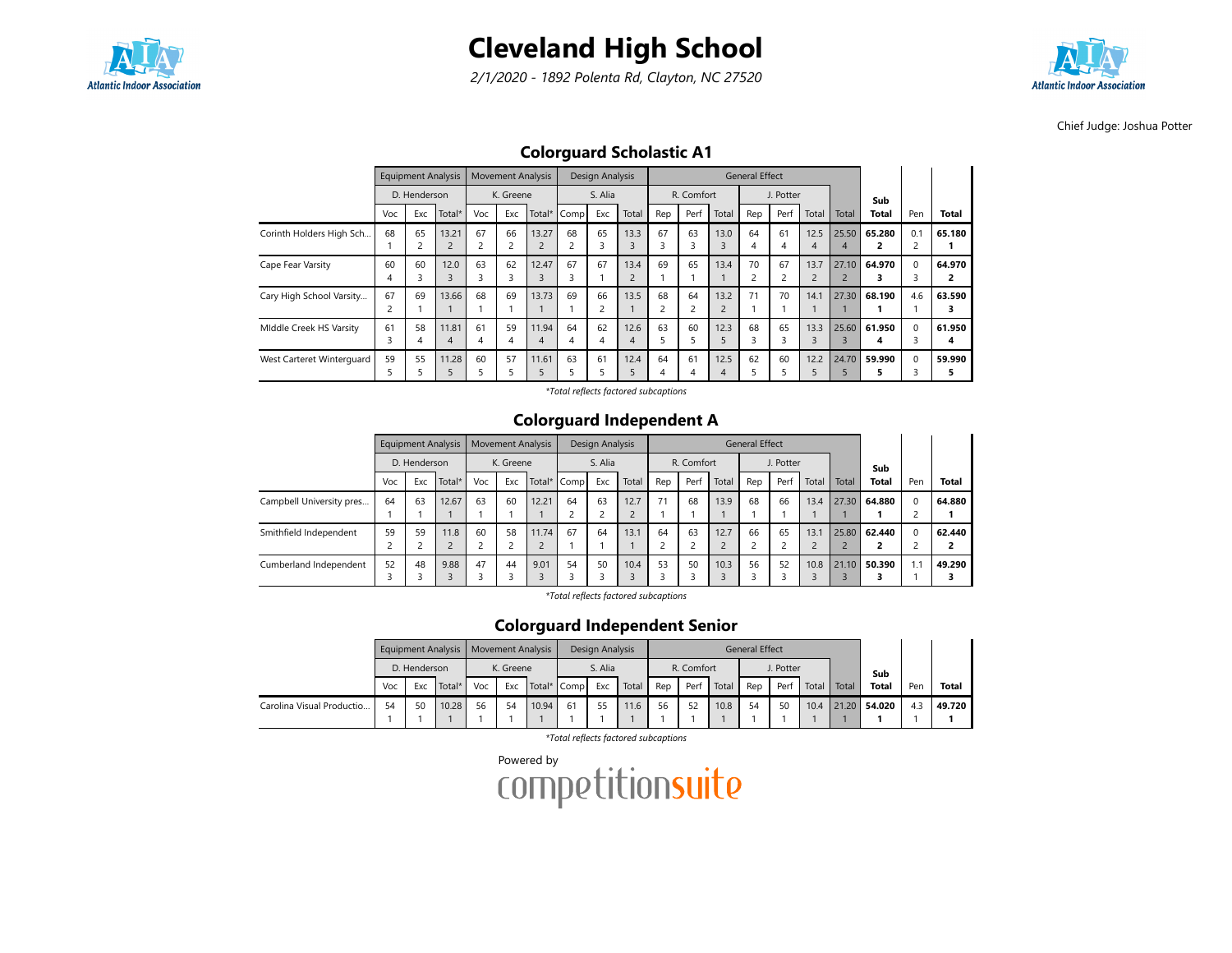# Cleveland High School

*2/1/2020 - 1892 Polenta Rd, Clayton, NC 27520*

Chief Judge: Joshua Potter

## Colorguard Scholastic A1

| | Equipment Analysis | | | Movement Analysis | | | Design Analysis | | | General Effect | | | | | | | | | |
|---|---|---|---|---|---|---|---|---|---|---|---|---|---|---|---|---|---|---|---|
| | D. Henderson | | | K. Greene | | | S. Alia | | | R. Comfort | | | J. Potter | | | | | | |
| | Voc | Exc | Total* | Voc | Exc | Total* | Comp | Exc | Total | Rep | Perf | Total | Rep | Perf | Total | Total | Sub Total | Pen | Total |
| Corinth Holders High Sch... | 68 1 | 65 2 | 13.21 2 | 67 2 | 66 2 | 13.27 2 | 68 2 | 65 3 | 13.3 3 | 67 3 | 63 3 | 13.0 3 | 64 4 | 61 4 | 12.5 4 | 25.50 4 | **65.280 2** | 0.1 2 | **65.180 1** |
| Cape Fear Varsity | 60 4 | 60 3 | 12.0 3 | 63 3 | 62 3 | 12.47 3 | 67 3 | 67 1 | 13.4 2 | 69 1 | 65 1 | 13.4 1 | 70 2 | 67 2 | 13.7 2 | 27.10 2 | **64.970 3** | 0 3 | **64.970 2** |
| Cary High School Varsity... | 67 2 | 69 1 | 13.66 1 | 68 1 | 69 1 | 13.73 1 | 69 1 | 66 2 | 13.5 1 | 68 2 | 64 2 | 13.2 2 | 71 1 | 70 1 | 14.1 1 | 27.30 1 | **68.190 1** | 4.6 1 | **63.590 3** |
| MIddle Creek HS Varsity | 61 3 | 58 4 | 11.81 4 | 61 4 | 59 4 | 11.94 4 | 64 4 | 62 4 | 12.6 4 | 63 5 | 60 5 | 12.3 5 | 68 3 | 65 3 | 13.3 3 | 25.60 3 | **61.950 4** | 0 3 | **61.950 4** |
| West Carteret Winterguard | 59 5 | 55 5 | 11.28 5 | 60 5 | 57 5 | 11.61 5 | 63 5 | 61 5 | 12.4 5 | 64 4 | 61 4 | 12.5 4 | 62 5 | 60 5 | 12.2 5 | 24.70 5 | **59.990 5** | 0 3 | **59.990 5** |

*\*Total reflects factored subcaptions*

## Colorguard Independent A

| | Equipment Analysis | | | Movement Analysis | | | Design Analysis | | | General Effect | | | | | | | | | |
|---|---|---|---|---|---|---|---|---|---|---|---|---|---|---|---|---|---|---|---|
| | D. Henderson | | | K. Greene | | | S. Alia | | | R. Comfort | | | J. Potter | | | | | | |
| | Voc | Exc | Total* | Voc | Exc | Total* | Comp | Exc | Total | Rep | Perf | Total | Rep | Perf | Total | Total | Sub Total | Pen | Total |
| Campbell University pres... | 64 1 | 63 1 | 12.67 1 | 63 1 | 60 1 | 12.21 1 | 64 2 | 63 2 | 12.7 2 | 71 1 | 68 1 | 13.9 1 | 68 1 | 66 1 | 13.4 1 | 27.30 1 | **64.880 1** | 0 2 | **64.880 1** |
| Smithfield Independent | 59 2 | 59 2 | 11.8 2 | 60 2 | 58 2 | 11.74 2 | 67 1 | 64 1 | 13.1 1 | 64 2 | 63 2 | 12.7 2 | 66 2 | 65 2 | 13.1 2 | 25.80 2 | **62.440 2** | 0 2 | **62.440 2** |
| Cumberland Independent | 52 3 | 48 3 | 9.88 3 | 47 3 | 44 3 | 9.01 3 | 54 3 | 50 3 | 10.4 3 | 53 3 | 50 3 | 10.3 3 | 56 3 | 52 3 | 10.8 3 | 21.10 3 | **50.390 3** | 1.1 1 | **49.290 3** |

*\*Total reflects factored subcaptions*

## Colorguard Independent Senior

| | Equipment Analysis | | | Movement Analysis | | | Design Analysis | | | General Effect | | | | | | | | | |
|---|---|---|---|---|---|---|---|---|---|---|---|---|---|---|---|---|---|---|---|
| | D. Henderson | | | K. Greene | | | S. Alia | | | R. Comfort | | | J. Potter | | | | | | |
| | Voc | Exc | Total* | Voc | Exc | Total* | Comp | Exc | Total | Rep | Perf | Total | Rep | Perf | Total | Total | Sub Total | Pen | Total |
| Carolina Visual Productio... | 54 1 | 50 1 | 10.28 1 | 56 1 | 54 1 | 10.94 1 | 61 1 | 55 1 | 11.6 1 | 56 1 | 52 1 | 10.8 1 | 54 1 | 50 1 | 10.4 1 | 21.20 1 | **54.020 1** | 4.3 1 | **49.720 1** |

*\*Total reflects factored subcaptions*

Powered by competitionsuite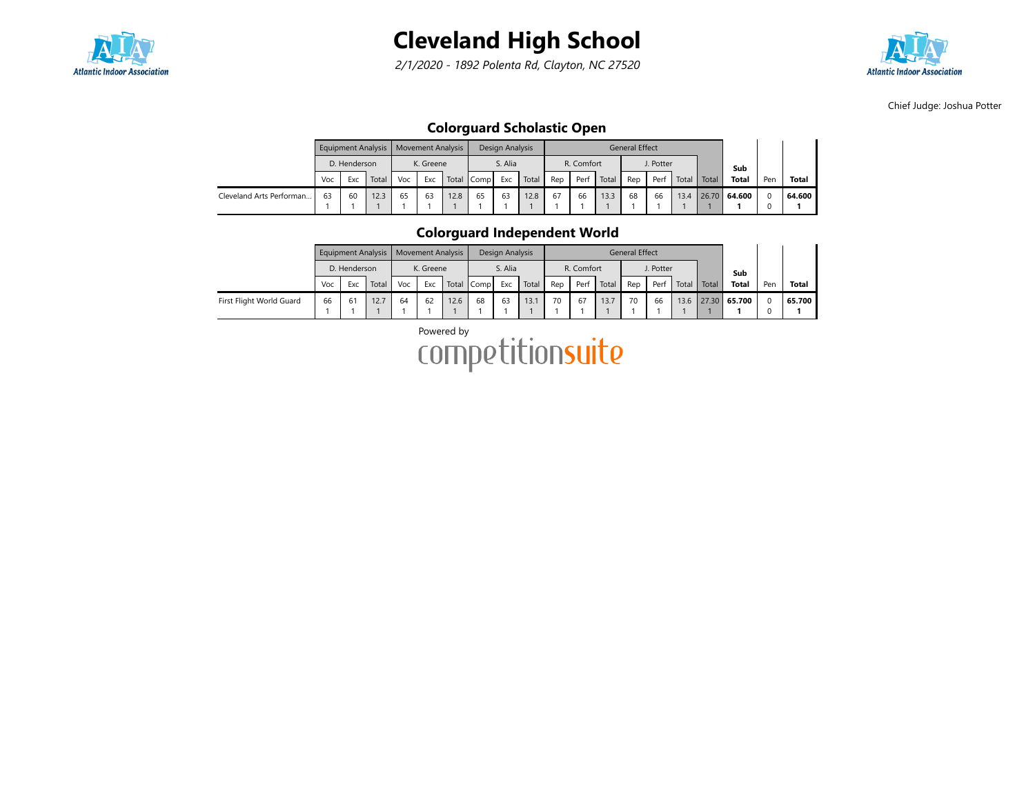# Cleveland High School

*2/1/2020 - 1892 Polenta Rd, Clayton, NC 27520*

Chief Judge: Joshua Potter

## Colorguard Scholastic Open

| | Equipment Analysis | | | Movement Analysis | | | Design Analysis | | | General Effect | | | | | | | Sub | | |
|---|---|---|---|---|---|---|---|---|---|---|---|---|---|---|---|---|---|---|---|
| | D. Henderson | | | K. Greene | | | S. Alia | | | R. Comfort | | | J. Potter | | | | | | |
| | Voc | Exc | Total | Voc | Exc | Total | Comp | Exc | Total | Rep | Perf | Total | Rep | Perf | Total | Total | Total | Pen | Total |
| Cleveland Arts Performan... | 63<br>1 | 60<br>1 | 12.3<br>1 | 65<br>1 | 63<br>1 | 12.8<br>1 | 65<br>1 | 63<br>1 | 12.8<br>1 | 67<br>1 | 66<br>1 | 13.3<br>1 | 68<br>1 | 66<br>1 | 13.4<br>1 | 26.70<br>1 | **64.600**<br>**1** | 0<br>0 | **64.600**<br>**1** |

## Colorguard Independent World

| | Equipment Analysis | | | Movement Analysis | | | Design Analysis | | | General Effect | | | | | | | Sub | | |
|---|---|---|---|---|---|---|---|---|---|---|---|---|---|---|---|---|---|---|---|
| | D. Henderson | | | K. Greene | | | S. Alia | | | R. Comfort | | | J. Potter | | | | | | |
| | Voc | Exc | Total | Voc | Exc | Total | Comp | Exc | Total | Rep | Perf | Total | Rep | Perf | Total | Total | Total | Pen | Total |
| First Flight World Guard | 66<br>1 | 61<br>1 | 12.7<br>1 | 64<br>1 | 62<br>1 | 12.6<br>1 | 68<br>1 | 63<br>1 | 13.1<br>1 | 70<br>1 | 67<br>1 | 13.7<br>1 | 70<br>1 | 66<br>1 | 13.6<br>1 | 27.30<br>1 | **65.700**<br>**1** | 0<br>0 | **65.700**<br>**1** |

Powered by competitionsuite